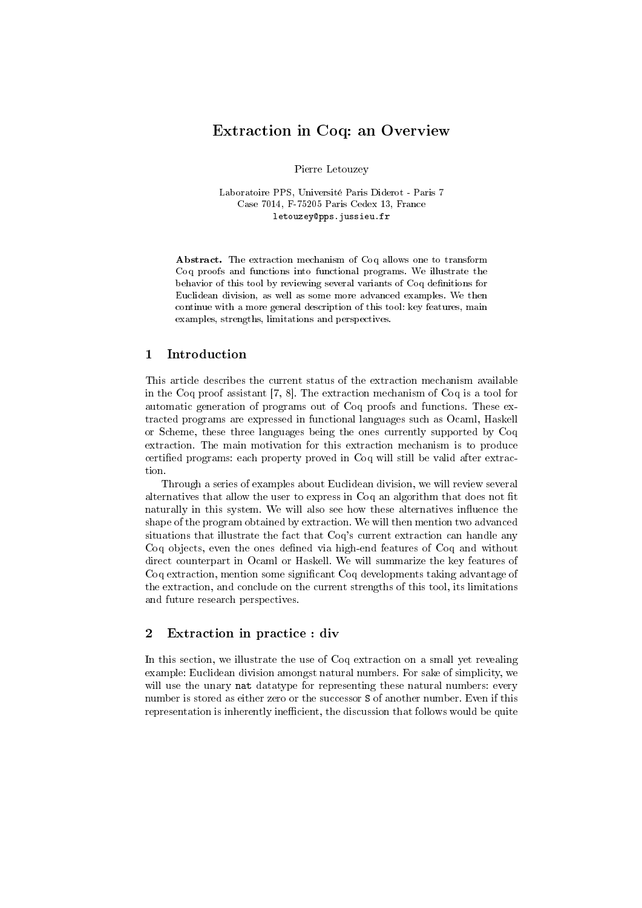# Extraction in Coq: an Overview

Pierre Letouzey

Laboratoire PPS, Université Paris Diderot - Paris 7
Case 7014, F-75205 Paris Cedex 13, France
`letouzey@pps.jussieu.fr`

**Abstract.** The extraction mechanism of Coq allows one to transform Coq proofs and functions into functional programs. We illustrate the behavior of this tool by reviewing several variants of Coq definitions for Euclidean division, as well as some more advanced examples. We then continue with a more general description of this tool: key features, main examples, strengths, limitations and perspectives.

## 1 Introduction

This article describes the current status of the extraction mechanism available in the Coq proof assistant [7, 8]. The extraction mechanism of Coq is a tool for automatic generation of programs out of Coq proofs and functions. These extracted programs are expressed in functional languages such as Ocaml, Haskell or Scheme, these three languages being the ones currently supported by Coq extraction. The main motivation for this extraction mechanism is to produce certified programs: each property proved in Coq will still be valid after extraction.

Through a series of examples about Euclidean division, we will review several alternatives that allow the user to express in Coq an algorithm that does not fit naturally in this system. We will also see how these alternatives influence the shape of the program obtained by extraction. We will then mention two advanced situations that illustrate the fact that Coq's current extraction can handle any Coq objects, even the ones defined via high-end features of Coq and without direct counterpart in Ocaml or Haskell. We will summarize the key features of Coq extraction, mention some significant Coq developments taking advantage of the extraction, and conclude on the current strengths of this tool, its limitations and future research perspectives.

## 2 Extraction in practice : div

In this section, we illustrate the use of Coq extraction on a small yet revealing example: Euclidean division amongst natural numbers. For sake of simplicity, we will use the unary `nat` datatype for representing these natural numbers: every number is stored as either zero or the successor `S` of another number. Even if this representation is inherently inefficient, the discussion that follows would be quite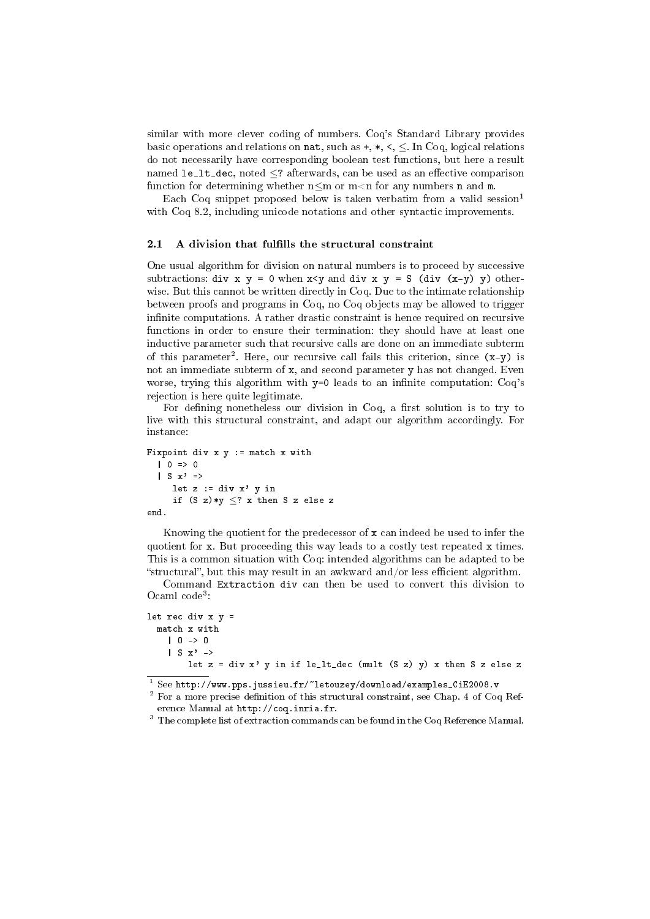similar with more clever coding of numbers. Coq's Standard Library provides basic operations and relations on `nat`, such as +, *, <, ≤. In Coq, logical relations do not necessarily have corresponding boolean test functions, but here a result named `le_lt_dec`, noted ≤? afterwards, can be used as an effective comparison function for determining whether n≤m or m<n for any numbers `n` and `m`.

Each Coq snippet proposed below is taken verbatim from a valid session[1] with Coq 8.2, including unicode notations and other syntactic improvements.

### 2.1 A division that fulfills the structural constraint

One usual algorithm for division on natural numbers is to proceed by successive subtractions: `div x y = 0` when `x<y` and `div x y = S (div (x-y) y)` otherwise. But this cannot be written directly in Coq. Due to the intimate relationship between proofs and programs in Coq, no Coq objects may be allowed to trigger infinite computations. A rather drastic constraint is hence required on recursive functions in order to ensure their termination: they should have at least one inductive parameter such that recursive calls are done on an immediate subterm of this parameter[2]. Here, our recursive call fails this criterion, since `(x-y)` is not an immediate subterm of `x`, and second parameter `y` has not changed. Even worse, trying this algorithm with `y=0` leads to an infinite computation: Coq's rejection is here quite legitimate.

For defining nonetheless our division in Coq, a first solution is to try to live with this structural constraint, and adapt our algorithm accordingly. For instance:

```
Fixpoint div x y := match x with
  | 0 => 0
  | S x' =>
     let z := div x' y in
     if (S z)*y ≤? x then S z else z
end.
```

Knowing the quotient for the predecessor of `x` can indeed be used to infer the quotient for `x`. But proceeding this way leads to a costly test repeated `x` times. This is a common situation with Coq: intended algorithms can be adapted to be "structural", but this may result in an awkward and/or less efficient algorithm.

Command `Extraction div` can then be used to convert this division to Ocaml code[3]:

```
let rec div x y =
  match x with
    | O -> O
    | S x' ->
        let z = div x' y in if le_lt_dec (mult (S z) y) x then S z else z
```

---

[1] See `http://www.pps.jussieu.fr/~letouzey/download/examples_CiE2008.v`

[2] For a more precise definition of this structural constraint, see Chap. 4 of Coq Reference Manual at `http://coq.inria.fr`.

[3] The complete list of extraction commands can be found in the Coq Reference Manual.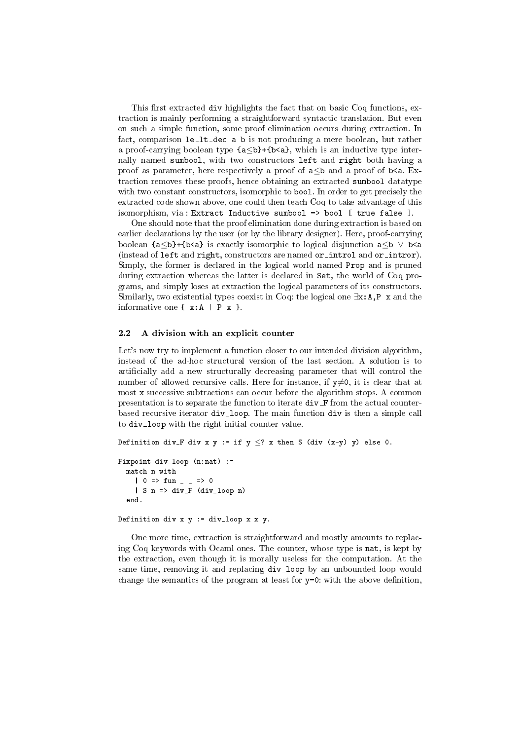This first extracted `div` highlights the fact that on basic Coq functions, extraction is mainly performing a straightforward syntactic translation. But even on such a simple function, some proof elimination occurs during extraction. In fact, comparison `le_lt_dec a b` is not producing a mere boolean, but rather a proof-carrying boolean type `{a≤b}+{b<a}`, which is an inductive type internally named `sumbool`, with two constructors `left` and `right` both having a proof as parameter, here respectively a proof of `a≤b` and a proof of `b<a`. Extraction removes these proofs, hence obtaining an extracted `sumbool` datatype with two constant constructors, isomorphic to `bool`. In order to get precisely the extracted code shown above, one could then teach Coq to take advantage of this isomorphism, via : `Extract Inductive sumbool => bool [ true false ]`.

One should note that the proof elimination done during extraction is based on earlier declarations by the user (or by the library designer). Here, proof-carrying boolean `{a≤b}+{b<a}` is exactly isomorphic to logical disjunction `a≤b ∨ b<a` (instead of `left` and `right`, constructors are named `or_introl` and `or_intror`). Simply, the former is declared in the logical world named `Prop` and is pruned during extraction whereas the latter is declared in `Set`, the world of Coq programs, and simply loses at extraction the logical parameters of its constructors. Similarly, two existential types coexist in Coq: the logical one `∃x:A,P x` and the informative one `{ x:A | P x }`.

### 2.2 A division with an explicit counter

Let's now try to implement a function closer to our intended division algorithm, instead of the ad-hoc structural version of the last section. A solution is to artificially add a new structurally decreasing parameter that will control the number of allowed recursive calls. Here for instance, if `y≠0`, it is clear that at most `x` successive subtractions can occur before the algorithm stops. A common presentation is to separate the function to iterate `div_F` from the actual counter-based recursive iterator `div_loop`. The main function `div` is then a simple call to `div_loop` with the right initial counter value.

```
Definition div_F div x y := if y ≤? x then S (div (x-y) y) else 0.

Fixpoint div_loop (n:nat) :=
  match n with
    | 0 => fun _ _ => 0
    | S n => div_F (div_loop n)
  end.

Definition div x y := div_loop x x y.
```

One more time, extraction is straightforward and mostly amounts to replacing Coq keywords with Ocaml ones. The counter, whose type is `nat`, is kept by the extraction, even though it is morally useless for the computation. At the same time, removing it and replacing `div_loop` by an unbounded loop would change the semantics of the program at least for `y=0`: with the above definition,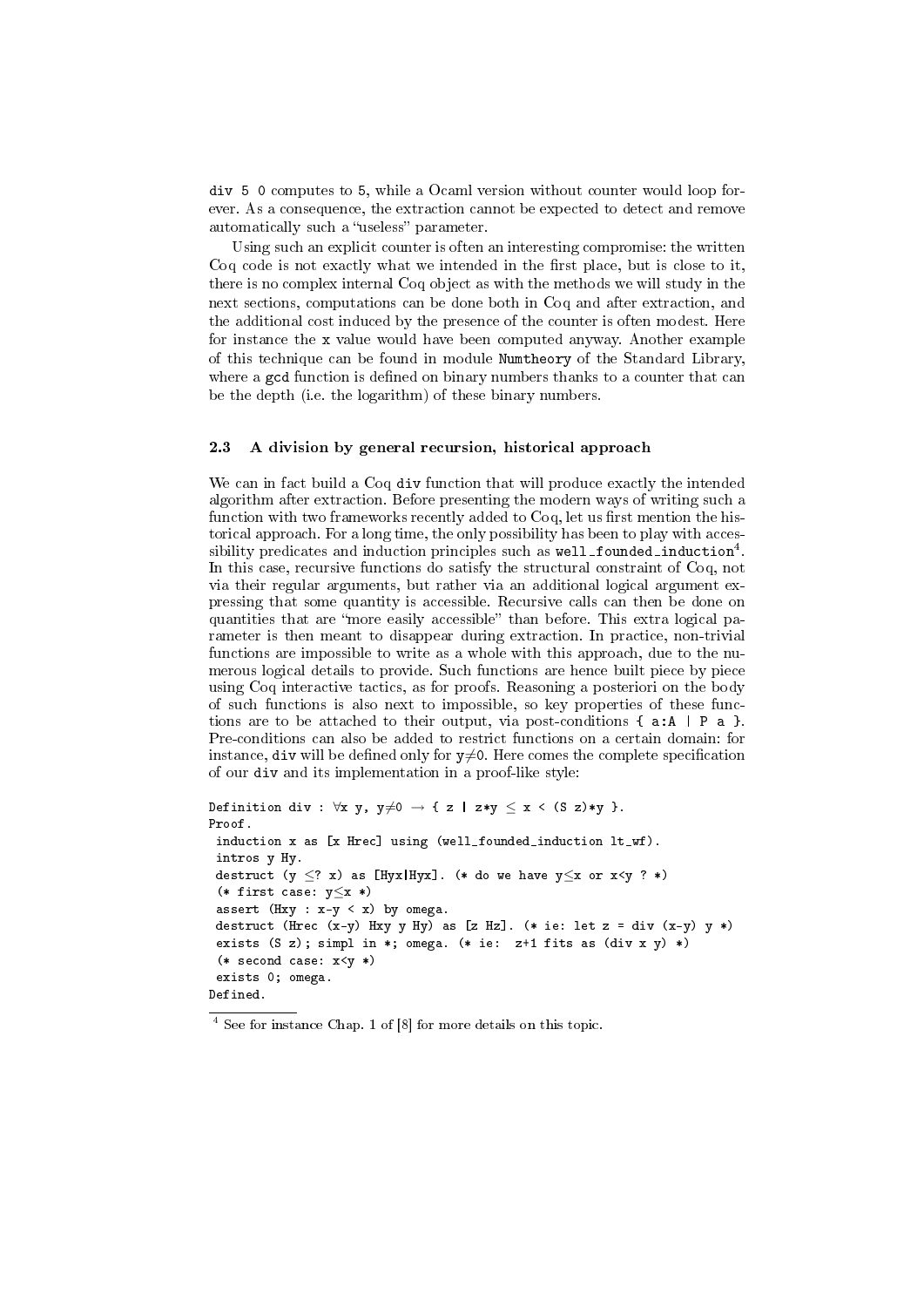div 5 0 computes to 5, while a Ocaml version without counter would loop forever. As a consequence, the extraction cannot be expected to detect and remove automatically such a "useless" parameter.

Using such an explicit counter is often an interesting compromise: the written Coq code is not exactly what we intended in the first place, but is close to it, there is no complex internal Coq object as with the methods we will study in the next sections, computations can be done both in Coq and after extraction, and the additional cost induced by the presence of the counter is often modest. Here for instance the x value would have been computed anyway. Another example of this technique can be found in module Numtheory of the Standard Library, where a gcd function is defined on binary numbers thanks to a counter that can be the depth (i.e. the logarithm) of these binary numbers.

### 2.3 A division by general recursion, historical approach

We can in fact build a Coq div function that will produce exactly the intended algorithm after extraction. Before presenting the modern ways of writing such a function with two frameworks recently added to Coq, let us first mention the historical approach. For a long time, the only possibility has been to play with accessibility predicates and induction principles such as well_founded_induction[4]. In this case, recursive functions do satisfy the structural constraint of Coq, not via their regular arguments, but rather via an additional logical argument expressing that some quantity is accessible. Recursive calls can then be done on quantities that are "more easily accessible" than before. This extra logical parameter is then meant to disappear during extraction. In practice, non-trivial functions are impossible to write as a whole with this approach, due to the numerous logical details to provide. Such functions are hence built piece by piece using Coq interactive tactics, as for proofs. Reasoning a posteriori on the body of such functions is also next to impossible, so key properties of these functions are to be attached to their output, via post-conditions { a:A | P a }. Pre-conditions can also be added to restrict functions on a certain domain: for instance, div will be defined only for y≠0. Here comes the complete specification of our div and its implementation in a proof-like style:

```
Definition div : ∀x y, y≠0 → { z | z*y ≤ x < (S z)*y }.
Proof.
 induction x as [x Hrec] using (well_founded_induction lt_wf).
 intros y Hy.
 destruct (y ≤? x) as [Hyx|Hyx]. (* do we have y≤x or x<y ? *)
 (* first case: y≤x *)
 assert (Hxy : x-y < x) by omega.
 destruct (Hrec (x-y) Hxy y Hy) as [z Hz]. (* ie: let z = div (x-y) y *)
 exists (S z); simpl in *; omega. (* ie:  z+1 fits as (div x y) *)
 (* second case: x<y *)
 exists 0; omega.
Defined.
```

[4] See for instance Chap. 1 of [8] for more details on this topic.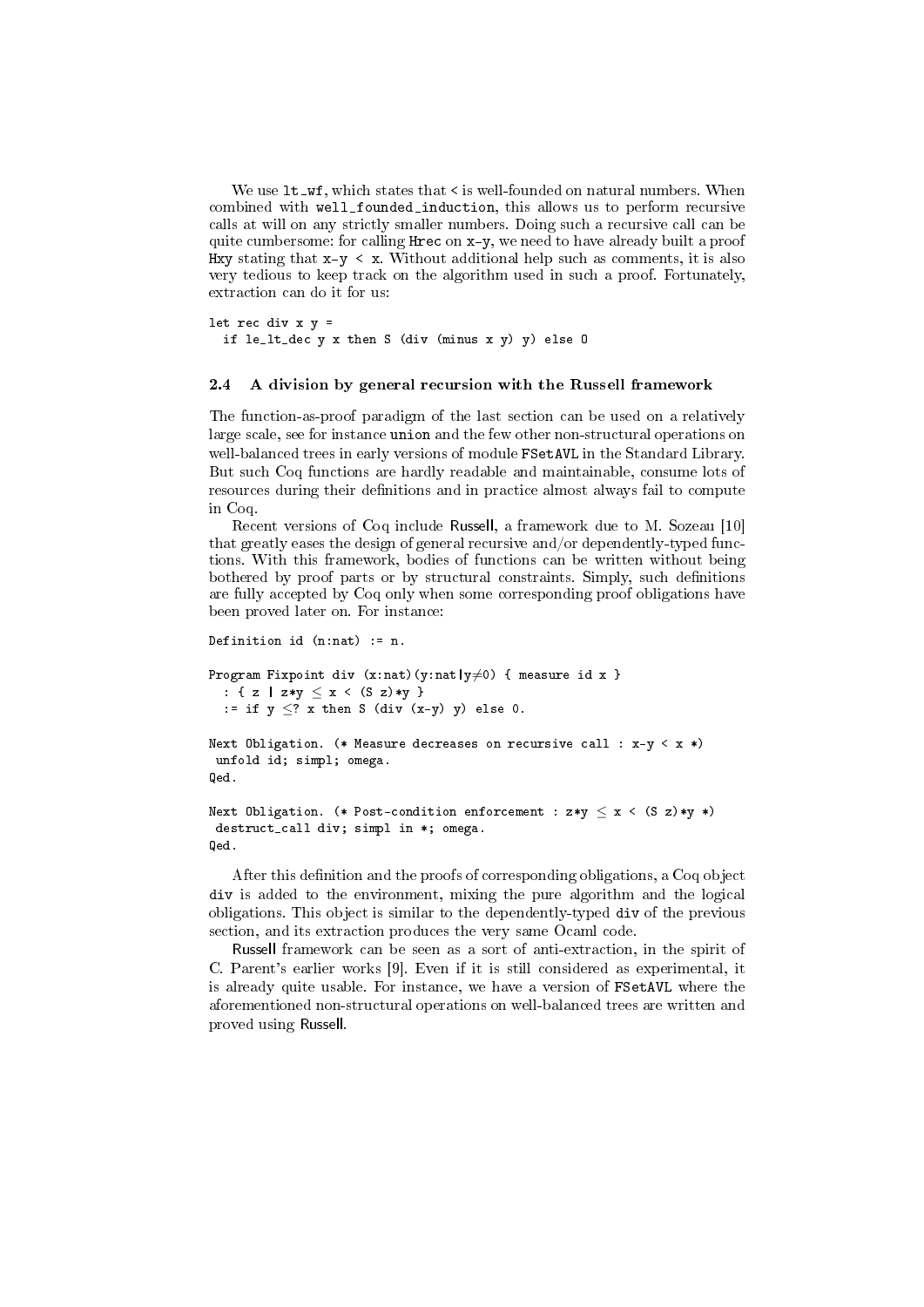We use `lt_wf`, which states that `<` is well-founded on natural numbers. When combined with `well_founded_induction`, this allows us to perform recursive calls at will on any strictly smaller numbers. Doing such a recursive call can be quite cumbersome: for calling `Hrec` on `x-y`, we need to have already built a proof `Hxy` stating that `x-y < x`. Without additional help such as comments, it is also very tedious to keep track on the algorithm used in such a proof. Fortunately, extraction can do it for us:

```
let rec div x y =
  if le_lt_dec y x then S (div (minus x y) y) else O
```

### 2.4 A division by general recursion with the Russell framework

The function-as-proof paradigm of the last section can be used on a relatively large scale, see for instance `union` and the few other non-structural operations on well-balanced trees in early versions of module `FSetAVL` in the Standard Library. But such Coq functions are hardly readable and maintainable, consume lots of resources during their definitions and in practice almost always fail to compute in Coq.

Recent versions of Coq include Russell, a framework due to M. Sozeau [10] that greatly eases the design of general recursive and/or dependently-typed functions. With this framework, bodies of functions can be written without being bothered by proof parts or by structural constraints. Simply, such definitions are fully accepted by Coq only when some corresponding proof obligations have been proved later on. For instance:

```
Definition id (n:nat) := n.

Program Fixpoint div (x:nat)(y:nat|y≠0) { measure id x }
  : { z | z*y ≤ x < (S z)*y }
  := if y ≤? x then S (div (x-y) y) else 0.

Next Obligation. (* Measure decreases on recursive call : x-y < x *)
 unfold id; simpl; omega.
Qed.

Next Obligation. (* Post-condition enforcement : z*y ≤ x < (S z)*y *)
 destruct_call div; simpl in *; omega.
Qed.
```

After this definition and the proofs of corresponding obligations, a Coq object `div` is added to the environment, mixing the pure algorithm and the logical obligations. This object is similar to the dependently-typed `div` of the previous section, and its extraction produces the very same Ocaml code.

Russell framework can be seen as a sort of anti-extraction, in the spirit of C. Parent's earlier works [9]. Even if it is still considered as experimental, it is already quite usable. For instance, we have a version of `FSetAVL` where the aforementioned non-structural operations on well-balanced trees are written and proved using Russell.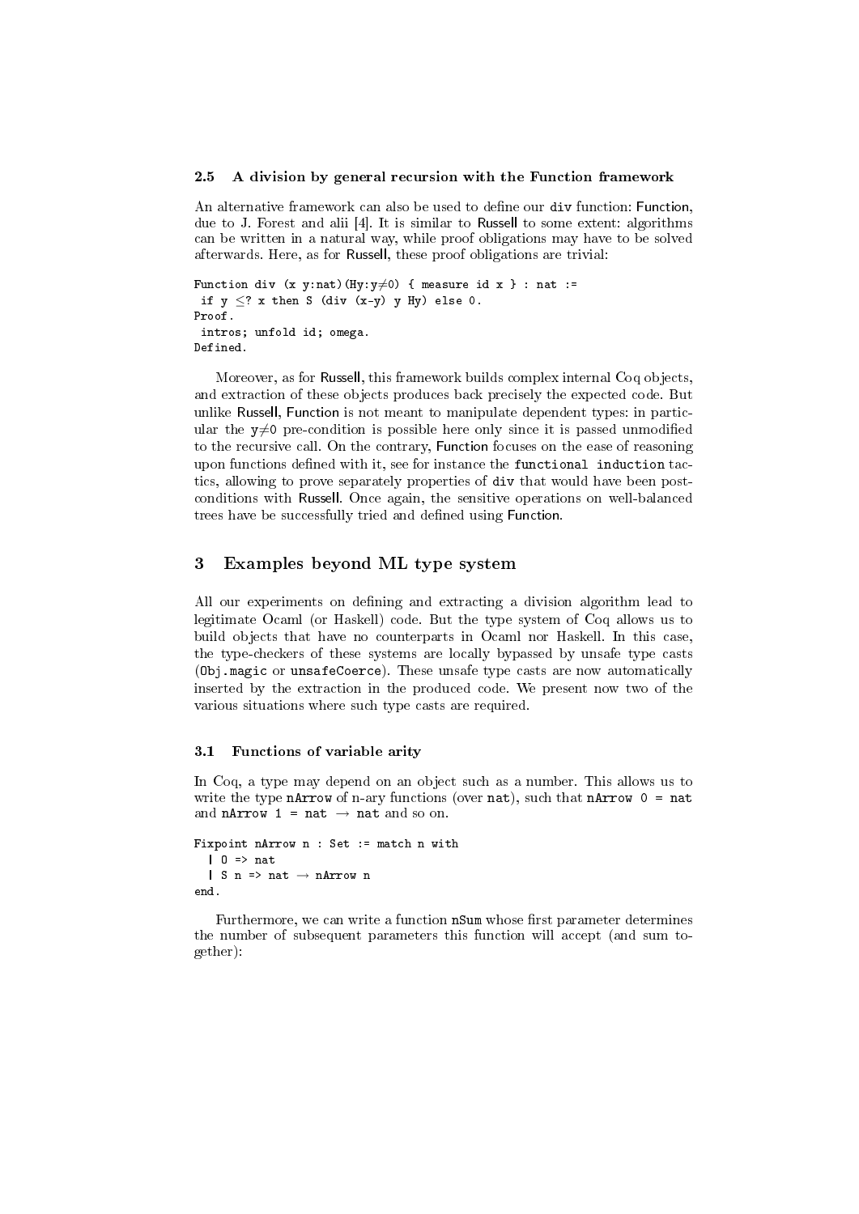### 2.5 A division by general recursion with the Function framework

An alternative framework can also be used to define our `div` function: Function, due to J. Forest and alii [4]. It is similar to Russell to some extent: algorithms can be written in a natural way, while proof obligations may have to be solved afterwards. Here, as for Russell, these proof obligations are trivial:

```
Function div (x y:nat)(Hy:y≠0) { measure id x } : nat :=
 if y ≤? x then S (div (x-y) y Hy) else 0.
Proof.
 intros; unfold id; omega.
Defined.
```

Moreover, as for Russell, this framework builds complex internal Coq objects, and extraction of these objects produces back precisely the expected code. But unlike Russell, Function is not meant to manipulate dependent types: in particular the y≠0 pre-condition is possible here only since it is passed unmodified to the recursive call. On the contrary, Function focuses on the ease of reasoning upon functions defined with it, see for instance the `functional induction` tactics, allowing to prove separately properties of `div` that would have been post-conditions with Russell. Once again, the sensitive operations on well-balanced trees have be successfully tried and defined using Function.

## 3 Examples beyond ML type system

All our experiments on defining and extracting a division algorithm lead to legitimate Ocaml (or Haskell) code. But the type system of Coq allows us to build objects that have no counterparts in Ocaml nor Haskell. In this case, the type-checkers of these systems are locally bypassed by unsafe type casts (`Obj.magic` or `unsafeCoerce`). These unsafe type casts are now automatically inserted by the extraction in the produced code. We present now two of the various situations where such type casts are required.

### 3.1 Functions of variable arity

In Coq, a type may depend on an object such as a number. This allows us to write the type `nArrow` of n-ary functions (over `nat`), such that `nArrow 0 = nat` and `nArrow 1 = nat → nat` and so on.

```
Fixpoint nArrow n : Set := match n with
  | O => nat
  | S n => nat → nArrow n
end.
```

Furthermore, we can write a function `nSum` whose first parameter determines the number of subsequent parameters this function will accept (and sum together):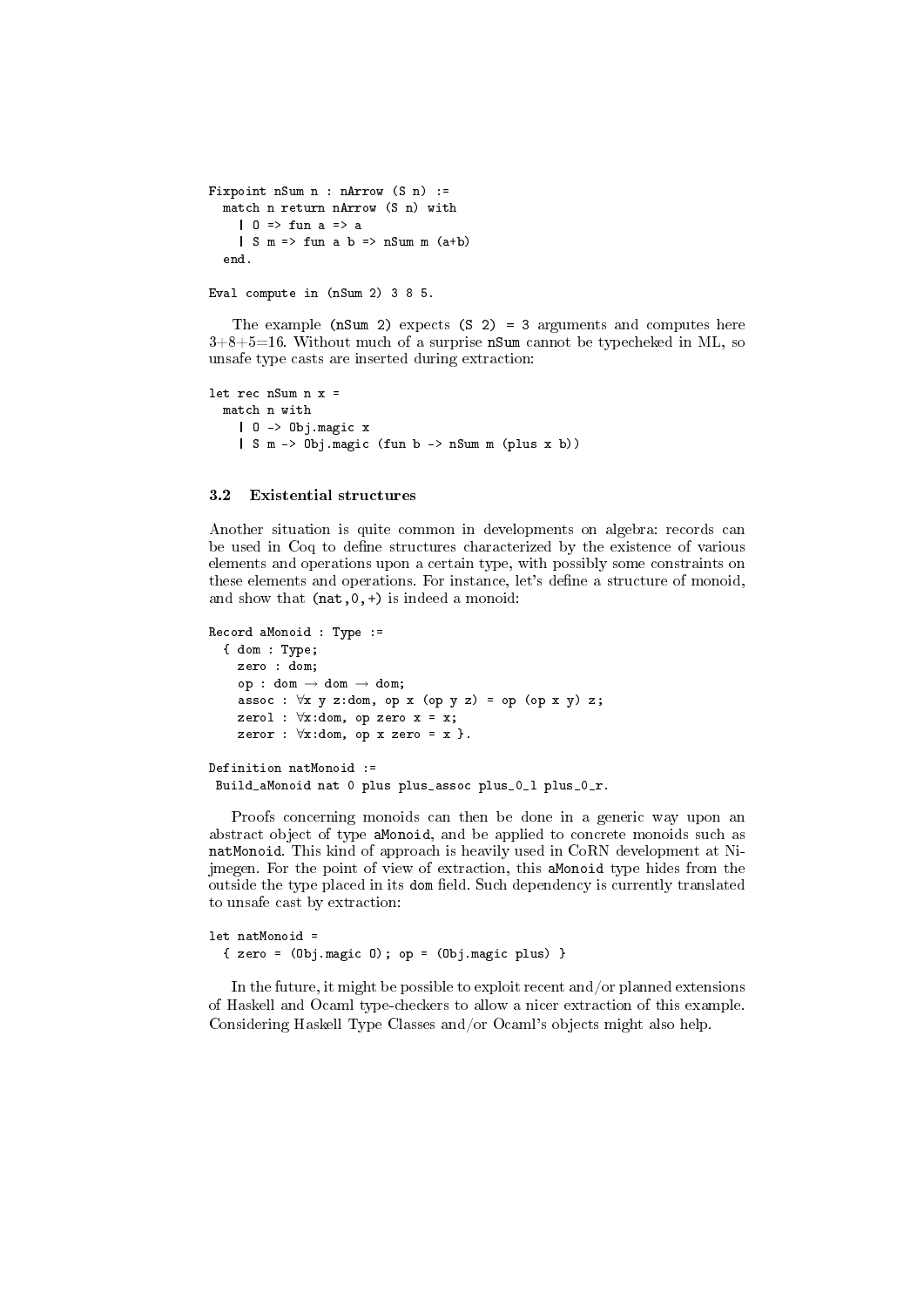```
Fixpoint nSum n : nArrow (S n) :=
  match n return nArrow (S n) with
    | O => fun a => a
    | S m => fun a b => nSum m (a+b)
  end.

Eval compute in (nSum 2) 3 8 5.
```

The example (nSum 2) expects (S 2) = 3 arguments and computes here 3+8+5=16. Without much of a surprise nSum cannot be typecheked in ML, so unsafe type casts are inserted during extraction:

```
let rec nSum n x =
  match n with
    | O -> Obj.magic x
    | S m -> Obj.magic (fun b -> nSum m (plus x b))
```

### 3.2 Existential structures

Another situation is quite common in developments on algebra: records can be used in Coq to define structures characterized by the existence of various elements and operations upon a certain type, with possibly some constraints on these elements and operations. For instance, let's define a structure of monoid, and show that (nat,0,+) is indeed a monoid:

```
Record aMonoid : Type :=
  { dom : Type;
    zero : dom;
    op : dom → dom → dom;
    assoc : ∀x y z:dom, op x (op y z) = op (op x y) z;
    zerol : ∀x:dom, op zero x = x;
    zeror : ∀x:dom, op x zero = x }.

Definition natMonoid :=
 Build_aMonoid nat 0 plus plus_assoc plus_0_l plus_0_r.
```

Proofs concerning monoids can then be done in a generic way upon an abstract object of type aMonoid, and be applied to concrete monoids such as natMonoid. This kind of approach is heavily used in CoRN development at Nijmegen. For the point of view of extraction, this aMonoid type hides from the outside the type placed in its dom field. Such dependency is currently translated to unsafe cast by extraction:

```
let natMonoid =
  { zero = (Obj.magic O); op = (Obj.magic plus) }
```

In the future, it might be possible to exploit recent and/or planned extensions of Haskell and Ocaml type-checkers to allow a nicer extraction of this example. Considering Haskell Type Classes and/or Ocaml's objects might also help.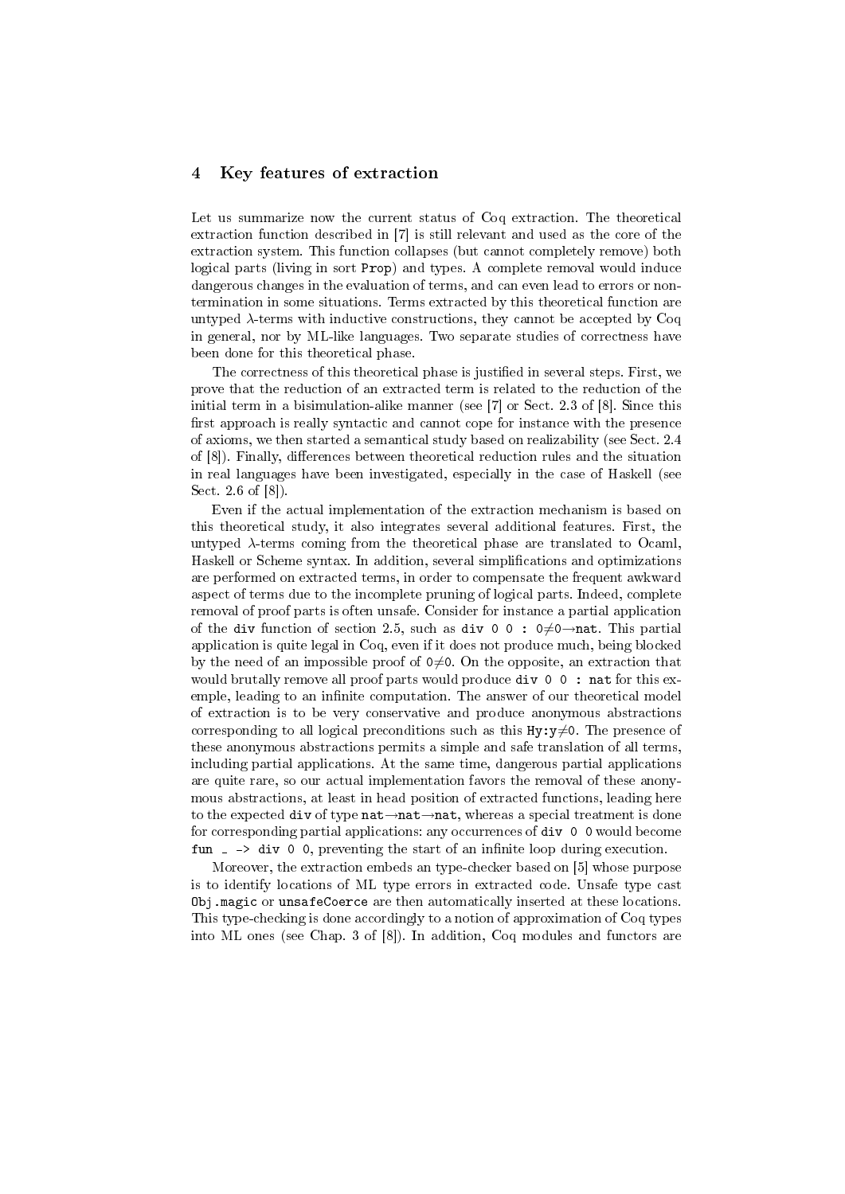## 4 Key features of extraction

Let us summarize now the current status of Coq extraction. The theoretical extraction function described in [7] is still relevant and used as the core of the extraction system. This function collapses (but cannot completely remove) both logical parts (living in sort `Prop`) and types. A complete removal would induce dangerous changes in the evaluation of terms, and can even lead to errors or non-termination in some situations. Terms extracted by this theoretical function are untyped $\lambda$-terms with inductive constructions, they cannot be accepted by Coq in general, nor by ML-like languages. Two separate studies of correctness have been done for this theoretical phase.

The correctness of this theoretical phase is justified in several steps. First, we prove that the reduction of an extracted term is related to the reduction of the initial term in a bisimulation-alike manner (see [7] or Sect. 2.3 of [8]. Since this first approach is really syntactic and cannot cope for instance with the presence of axioms, we then started a semantical study based on realizability (see Sect. 2.4 of [8]). Finally, differences between theoretical reduction rules and the situation in real languages have been investigated, especially in the case of Haskell (see Sect. 2.6 of [8]).

Even if the actual implementation of the extraction mechanism is based on this theoretical study, it also integrates several additional features. First, the untyped $\lambda$-terms coming from the theoretical phase are translated to Ocaml, Haskell or Scheme syntax. In addition, several simplifications and optimizations are performed on extracted terms, in order to compensate the frequent awkward aspect of terms due to the incomplete pruning of logical parts. Indeed, complete removal of proof parts is often unsafe. Consider for instance a partial application of the `div` function of section 2.5, such as `div 0 0 : 0≠0→nat`. This partial application is quite legal in Coq, even if it does not produce much, being blocked by the need of an impossible proof of `0≠0`. On the opposite, an extraction that would brutally remove all proof parts would produce `div 0 0 : nat` for this exemple, leading to an infinite computation. The answer of our theoretical model of extraction is to be very conservative and produce anonymous abstractions corresponding to all logical preconditions such as this `Hy:y≠0`. The presence of these anonymous abstractions permits a simple and safe translation of all terms, including partial applications. At the same time, dangerous partial applications are quite rare, so our actual implementation favors the removal of these anonymous abstractions, at least in head position of extracted functions, leading here to the expected `div` of type `nat→nat→nat`, whereas a special treatment is done for corresponding partial applications: any occurrences of `div 0 0` would become `fun _ -> div 0 0`, preventing the start of an infinite loop during execution.

Moreover, the extraction embeds an type-checker based on [5] whose purpose is to identify locations of ML type errors in extracted code. Unsafe type cast `Obj.magic` or `unsafeCoerce` are then automatically inserted at these locations. This type-checking is done accordingly to a notion of approximation of Coq types into ML ones (see Chap. 3 of [8]). In addition, Coq modules and functors are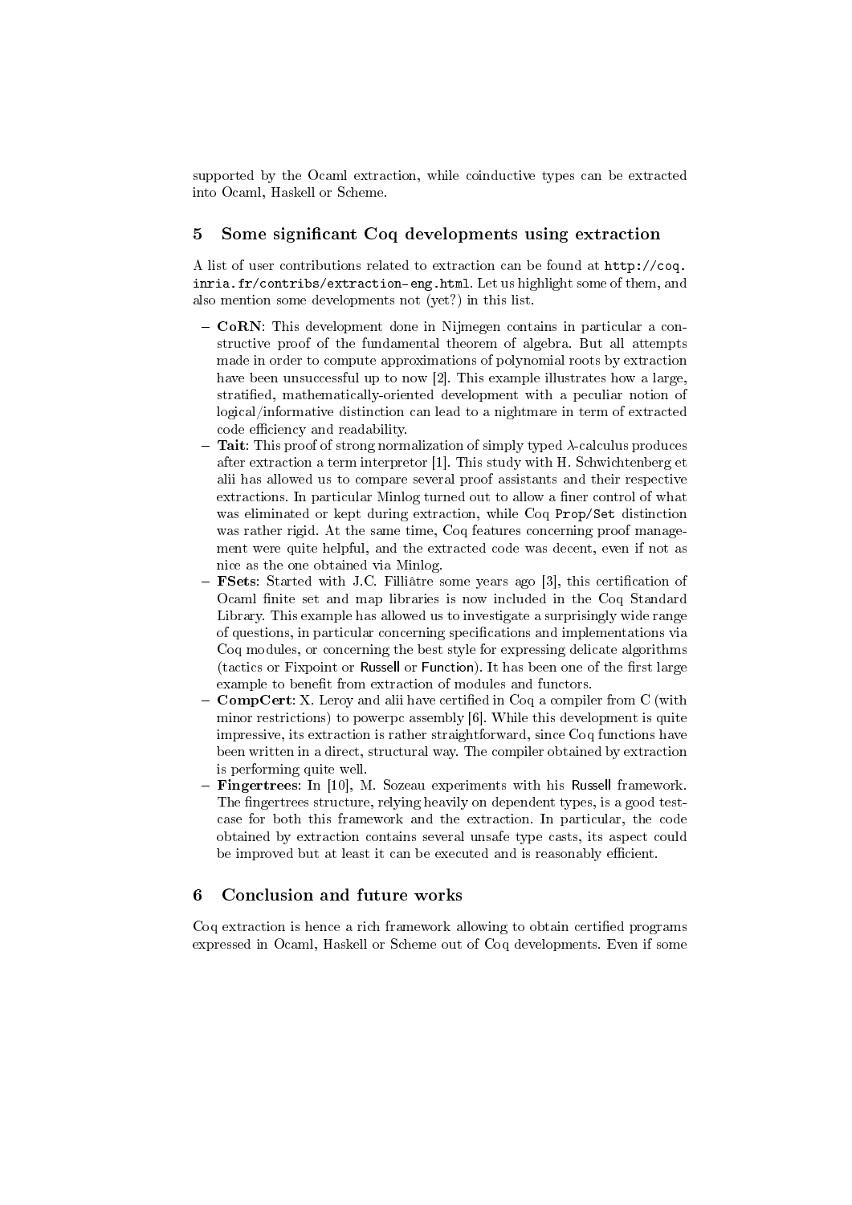supported by the Ocaml extraction, while coinductive types can be extracted into Ocaml, Haskell or Scheme.

## 5 Some significant Coq developments using extraction

A list of user contributions related to extraction can be found at `http://coq.inria.fr/contribs/extraction-eng.html`. Let us highlight some of them, and also mention some developments not (yet?) in this list.

- **CoRN**: This development done in Nijmegen contains in particular a constructive proof of the fundamental theorem of algebra. But all attempts made in order to compute approximations of polynomial roots by extraction have been unsuccessful up to now [2]. This example illustrates how a large, stratified, mathematically-oriented development with a peculiar notion of logical/informative distinction can lead to a nightmare in term of extracted code efficiency and readability.
- **Tait**: This proof of strong normalization of simply typed $\lambda$-calculus produces after extraction a term interpretor [1]. This study with H. Schwichtenberg et alii has allowed us to compare several proof assistants and their respective extractions. In particular Minlog turned out to allow a finer control of what was eliminated or kept during extraction, while Coq `Prop`/`Set` distinction was rather rigid. At the same time, Coq features concerning proof management were quite helpful, and the extracted code was decent, even if not as nice as the one obtained via Minlog.
- **FSets**: Started with J.C. Filliâtre some years ago [3], this certification of Ocaml finite set and map libraries is now included in the Coq Standard Library. This example has allowed us to investigate a surprisingly wide range of questions, in particular concerning specifications and implementations via Coq modules, or concerning the best style for expressing delicate algorithms (tactics or Fixpoint or Russell or Function). It has been one of the first large example to benefit from extraction of modules and functors.
- **CompCert**: X. Leroy and alii have certified in Coq a compiler from C (with minor restrictions) to powerpc assembly [6]. While this development is quite impressive, its extraction is rather straightforward, since Coq functions have been written in a direct, structural way. The compiler obtained by extraction is performing quite well.
- **Fingertrees**: In [10], M. Sozeau experiments with his Russell framework. The fingertrees structure, relying heavily on dependent types, is a good test-case for both this framework and the extraction. In particular, the code obtained by extraction contains several unsafe type casts, its aspect could be improved but at least it can be executed and is reasonably efficient.

## 6 Conclusion and future works

Coq extraction is hence a rich framework allowing to obtain certified programs expressed in Ocaml, Haskell or Scheme out of Coq developments. Even if some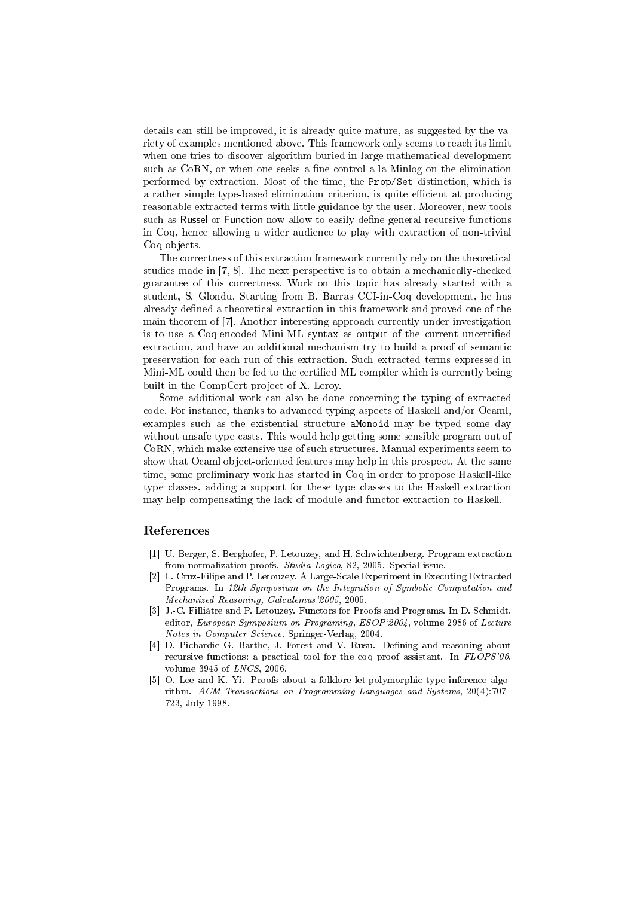details can still be improved, it is already quite mature, as suggested by the variety of examples mentioned above. This framework only seems to reach its limit when one tries to discover algorithm buried in large mathematical development such as CoRN, or when one seeks a fine control a la Minlog on the elimination performed by extraction. Most of the time, the `Prop/Set` distinction, which is a rather simple type-based elimination criterion, is quite efficient at producing reasonable extracted terms with little guidance by the user. Moreover, new tools such as Russel or Function now allow to easily define general recursive functions in Coq, hence allowing a wider audience to play with extraction of non-trivial Coq objects.

The correctness of this extraction framework currently rely on the theoretical studies made in [7, 8]. The next perspective is to obtain a mechanically-checked guarantee of this correctness. Work on this topic has already started with a student, S. Glondu. Starting from B. Barras CCI-in-Coq development, he has already defined a theoretical extraction in this framework and proved one of the main theorem of [7]. Another interesting approach currently under investigation is to use a Coq-encoded Mini-ML syntax as output of the current uncertified extraction, and have an additional mechanism try to build a proof of semantic preservation for each run of this extraction. Such extracted terms expressed in Mini-ML could then be fed to the certified ML compiler which is currently being built in the CompCert project of X. Leroy.

Some additional work can also be done concerning the typing of extracted code. For instance, thanks to advanced typing aspects of Haskell and/or Ocaml, examples such as the existential structure `aMonoid` may be typed some day without unsafe type casts. This would help getting some sensible program out of CoRN, which make extensive use of such structures. Manual experiments seem to show that Ocaml object-oriented features may help in this prospect. At the same time, some preliminary work has started in Coq in order to propose Haskell-like type classes, adding a support for these type classes to the Haskell extraction may help compensating the lack of module and functor extraction to Haskell.

## References

[1] U. Berger, S. Berghofer, P. Letouzey, and H. Schwichtenberg. Program extraction from normalization proofs. *Studia Logica*, 82, 2005. Special issue.

[2] L. Cruz-Filipe and P. Letouzey. A Large-Scale Experiment in Executing Extracted Programs. In *12th Symposium on the Integration of Symbolic Computation and Mechanized Reasoning, Calculemus'2005*, 2005.

[3] J.-C. Filliâtre and P. Letouzey. Functors for Proofs and Programs. In D. Schmidt, editor, *European Symposium on Programing, ESOP'2004*, volume 2986 of *Lecture Notes in Computer Science*. Springer-Verlag, 2004.

[4] D. Pichardie G. Barthe, J. Forest and V. Rusu. Defining and reasoning about recursive functions: a practical tool for the coq proof assistant. In *FLOPS'06*, volume 3945 of *LNCS*, 2006.

[5] O. Lee and K. Yi. Proofs about a folklore let-polymorphic type inference algorithm. *ACM Transactions on Programming Languages and Systems*, 20(4):707–723, July 1998.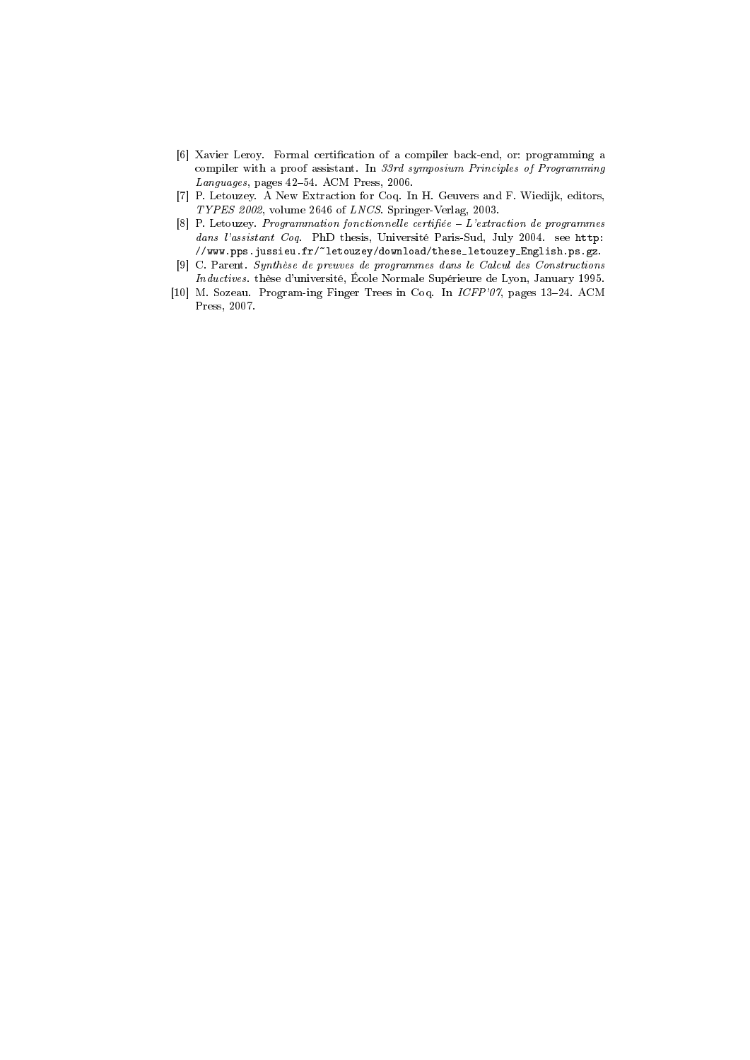[6] Xavier Leroy. Formal certification of a compiler back-end, or: programming a compiler with a proof assistant. In *33rd symposium Principles of Programming Languages*, pages 42–54. ACM Press, 2006.

[7] P. Letouzey. A New Extraction for Coq. In H. Geuvers and F. Wiedijk, editors, *TYPES 2002*, volume 2646 of *LNCS*. Springer-Verlag, 2003.

[8] P. Letouzey. *Programmation fonctionnelle certifiée – L'extraction de programmes dans l'assistant Coq*. PhD thesis, Université Paris-Sud, July 2004. see `http://www.pps.jussieu.fr/~letouzey/download/these_letouzey_English.ps.gz`.

[9] C. Parent. *Synthèse de preuves de programmes dans le Calcul des Constructions Inductives*. thèse d'université, École Normale Supérieure de Lyon, January 1995.

[10] M. Sozeau. Program-ing Finger Trees in Coq. In *ICFP'07*, pages 13–24. ACM Press, 2007.